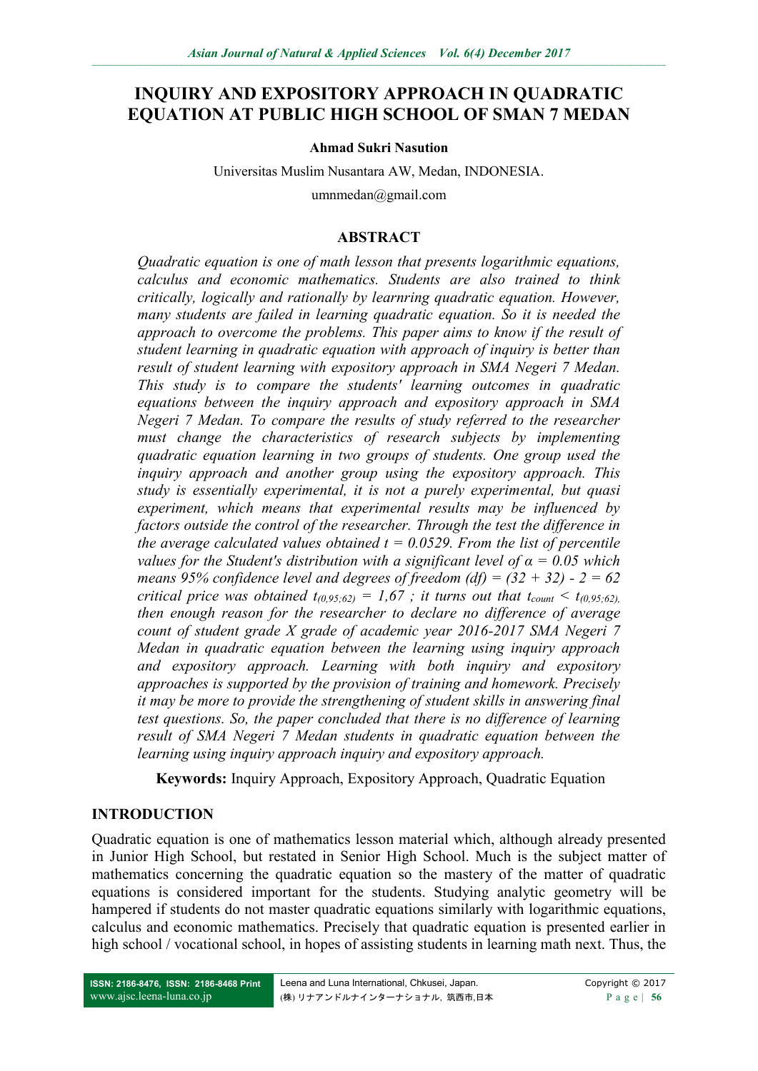# INQUIRY AND EXPOSITORY APPROACH IN QUADRATIC EQUATION AT PUBLIC HIGH SCHOOL OF SMAN 7 MEDAN

**Ahmad Sukri Nasution**

Universitas Muslim Nusantara AW, Medan, INDONESIA.

umnmedan@gmail.com

## ABSTRACT

*Quadratic equation is one of math lesson that presents logarithmic equations, calculus and economic mathematics. Students are also trained to think critically, logically and rationally by learnring quadratic equation. However, many students are failed in learning quadratic equation. So it is needed the approach to overcome the problems. This paper aims to know if the result of student learning in quadratic equation with approach of inquiry is better than result of student learning with expository approach in SMA Negeri 7 Medan. This study is to compare the students' learning outcomes in quadratic equations between the inquiry approach and expository approach in SMA Negeri 7 Medan. To compare the results of study referred to the researcher must change the characteristics of research subjects by implementing quadratic equation learning in two groups of students. One group used the inquiry approach and another group using the expository approach. This study is essentially experimental, it is not a purely experimental, but quasi experiment, which means that experimental results may be influenced by factors outside the control of the researcher. Through the test the difference in the average calculated values obtained t = 0.0529. From the list of percentile values for the Student's distribution with a significant level of α = 0.05 which means 95% confidence level and degrees of freedom (df) = (32 + 32) - 2 = 62 critical price was obtained $t_{(0,95;62)} = 1,67$ ; it turns out that $t_{count} < t_{(0,95;62)}$, then enough reason for the researcher to declare no difference of average count of student grade X grade of academic year 2016-2017 SMA Negeri 7 Medan in quadratic equation between the learning using inquiry approach and expository approach. Learning with both inquiry and expository approaches is supported by the provision of training and homework. Precisely it may be more to provide the strengthening of student skills in answering final test questions. So, the paper concluded that there is no difference of learning result of SMA Negeri 7 Medan students in quadratic equation between the learning using inquiry approach inquiry and expository approach.*

**Keywords:** Inquiry Approach, Expository Approach, Quadratic Equation

## INTRODUCTION

Quadratic equation is one of mathematics lesson material which, although already presented in Junior High School, but restated in Senior High School. Much is the subject matter of mathematics concerning the quadratic equation so the mastery of the matter of quadratic equations is considered important for the students. Studying analytic geometry will be hampered if students do not master quadratic equations similarly with logarithmic equations, calculus and economic mathematics. Precisely that quadratic equation is presented earlier in high school / vocational school, in hopes of assisting students in learning math next. Thus, the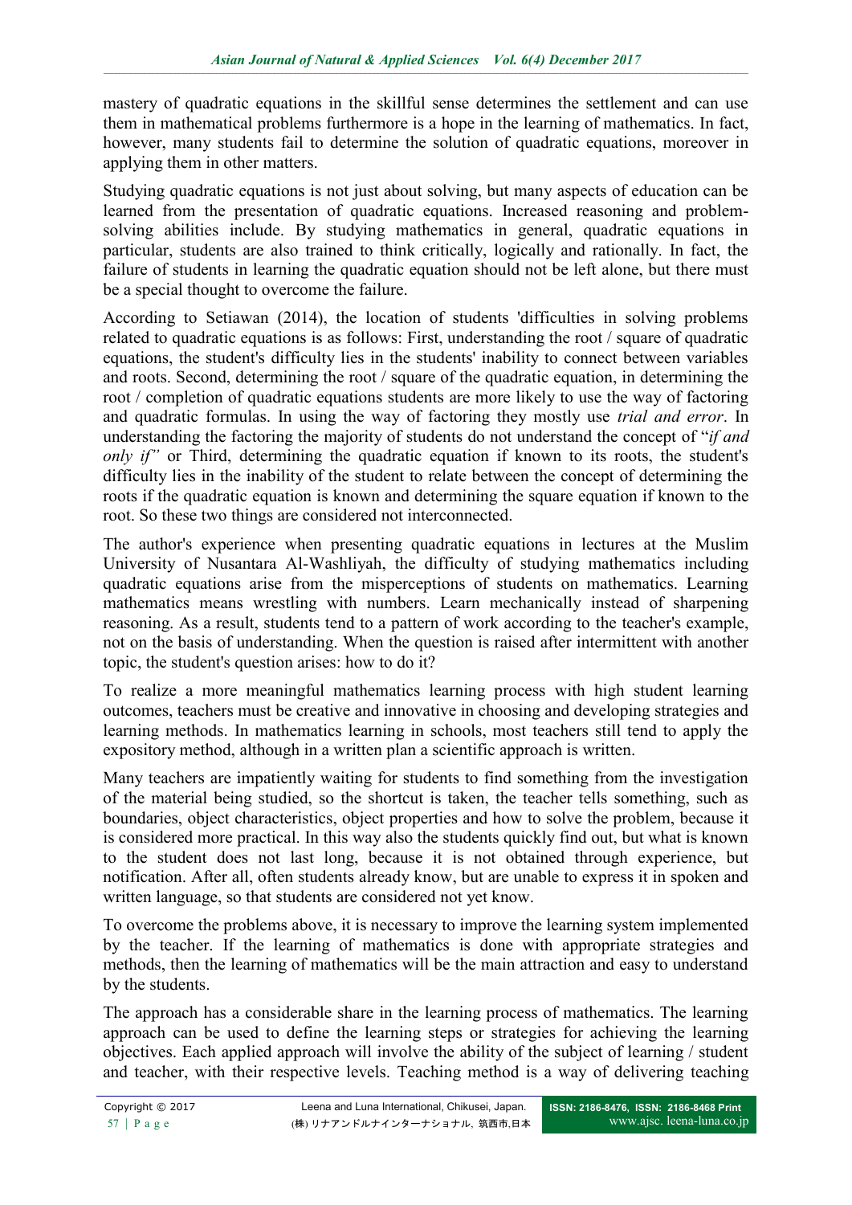mastery of quadratic equations in the skillful sense determines the settlement and can use them in mathematical problems furthermore is a hope in the learning of mathematics. In fact, however, many students fail to determine the solution of quadratic equations, moreover in applying them in other matters.

Studying quadratic equations is not just about solving, but many aspects of education can be learned from the presentation of quadratic equations. Increased reasoning and problem-solving abilities include. By studying mathematics in general, quadratic equations in particular, students are also trained to think critically, logically and rationally. In fact, the failure of students in learning the quadratic equation should not be left alone, but there must be a special thought to overcome the failure.

According to Setiawan (2014), the location of students 'difficulties in solving problems related to quadratic equations is as follows: First, understanding the root / square of quadratic equations, the student's difficulty lies in the students' inability to connect between variables and roots. Second, determining the root / square of the quadratic equation, in determining the root / completion of quadratic equations students are more likely to use the way of factoring and quadratic formulas. In using the way of factoring they mostly use *trial and error*. In understanding the factoring the majority of students do not understand the concept of "*if and only if"* or Third, determining the quadratic equation if known to its roots, the student's difficulty lies in the inability of the student to relate between the concept of determining the roots if the quadratic equation is known and determining the square equation if known to the root. So these two things are considered not interconnected.

The author's experience when presenting quadratic equations in lectures at the Muslim University of Nusantara Al-Washliyah, the difficulty of studying mathematics including quadratic equations arise from the misperceptions of students on mathematics. Learning mathematics means wrestling with numbers. Learn mechanically instead of sharpening reasoning. As a result, students tend to a pattern of work according to the teacher's example, not on the basis of understanding. When the question is raised after intermittent with another topic, the student's question arises: how to do it?

To realize a more meaningful mathematics learning process with high student learning outcomes, teachers must be creative and innovative in choosing and developing strategies and learning methods. In mathematics learning in schools, most teachers still tend to apply the expository method, although in a written plan a scientific approach is written.

Many teachers are impatiently waiting for students to find something from the investigation of the material being studied, so the shortcut is taken, the teacher tells something, such as boundaries, object characteristics, object properties and how to solve the problem, because it is considered more practical. In this way also the students quickly find out, but what is known to the student does not last long, because it is not obtained through experience, but notification. After all, often students already know, but are unable to express it in spoken and written language, so that students are considered not yet know.

To overcome the problems above, it is necessary to improve the learning system implemented by the teacher. If the learning of mathematics is done with appropriate strategies and methods, then the learning of mathematics will be the main attraction and easy to understand by the students.

The approach has a considerable share in the learning process of mathematics. The learning approach can be used to define the learning steps or strategies for achieving the learning objectives. Each applied approach will involve the ability of the subject of learning / student and teacher, with their respective levels. Teaching method is a way of delivering teaching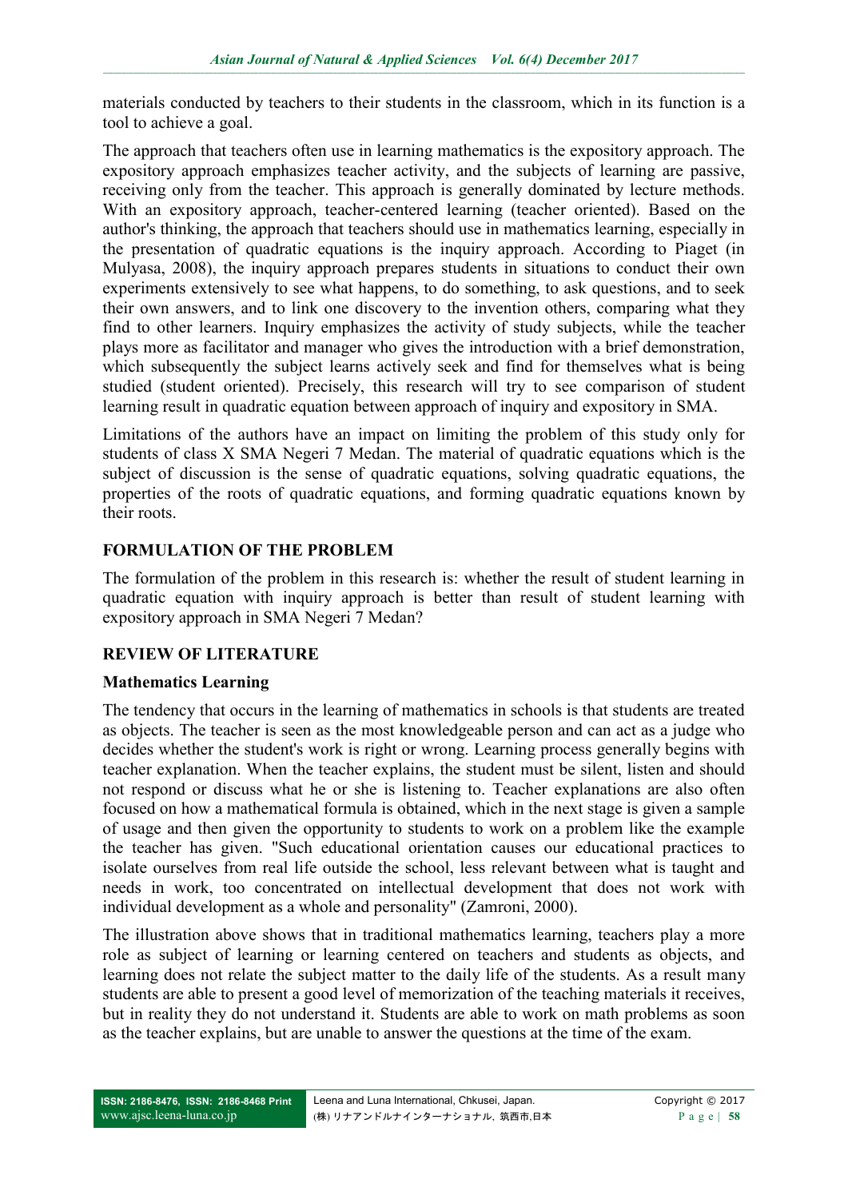materials conducted by teachers to their students in the classroom, which in its function is a tool to achieve a goal.

The approach that teachers often use in learning mathematics is the expository approach. The expository approach emphasizes teacher activity, and the subjects of learning are passive, receiving only from the teacher. This approach is generally dominated by lecture methods. With an expository approach, teacher-centered learning (teacher oriented). Based on the author's thinking, the approach that teachers should use in mathematics learning, especially in the presentation of quadratic equations is the inquiry approach. According to Piaget (in Mulyasa, 2008), the inquiry approach prepares students in situations to conduct their own experiments extensively to see what happens, to do something, to ask questions, and to seek their own answers, and to link one discovery to the invention others, comparing what they find to other learners. Inquiry emphasizes the activity of study subjects, while the teacher plays more as facilitator and manager who gives the introduction with a brief demonstration, which subsequently the subject learns actively seek and find for themselves what is being studied (student oriented). Precisely, this research will try to see comparison of student learning result in quadratic equation between approach of inquiry and expository in SMA.

Limitations of the authors have an impact on limiting the problem of this study only for students of class X SMA Negeri 7 Medan. The material of quadratic equations which is the subject of discussion is the sense of quadratic equations, solving quadratic equations, the properties of the roots of quadratic equations, and forming quadratic equations known by their roots.

## FORMULATION OF THE PROBLEM

The formulation of the problem in this research is: whether the result of student learning in quadratic equation with inquiry approach is better than result of student learning with expository approach in SMA Negeri 7 Medan?

## REVIEW OF LITERATURE

### Mathematics Learning

The tendency that occurs in the learning of mathematics in schools is that students are treated as objects. The teacher is seen as the most knowledgeable person and can act as a judge who decides whether the student's work is right or wrong. Learning process generally begins with teacher explanation. When the teacher explains, the student must be silent, listen and should not respond or discuss what he or she is listening to. Teacher explanations are also often focused on how a mathematical formula is obtained, which in the next stage is given a sample of usage and then given the opportunity to students to work on a problem like the example the teacher has given. "Such educational orientation causes our educational practices to isolate ourselves from real life outside the school, less relevant between what is taught and needs in work, too concentrated on intellectual development that does not work with individual development as a whole and personality" (Zamroni, 2000).

The illustration above shows that in traditional mathematics learning, teachers play a more role as subject of learning or learning centered on teachers and students as objects, and learning does not relate the subject matter to the daily life of the students. As a result many students are able to present a good level of memorization of the teaching materials it receives, but in reality they do not understand it. Students are able to work on math problems as soon as the teacher explains, but are unable to answer the questions at the time of the exam.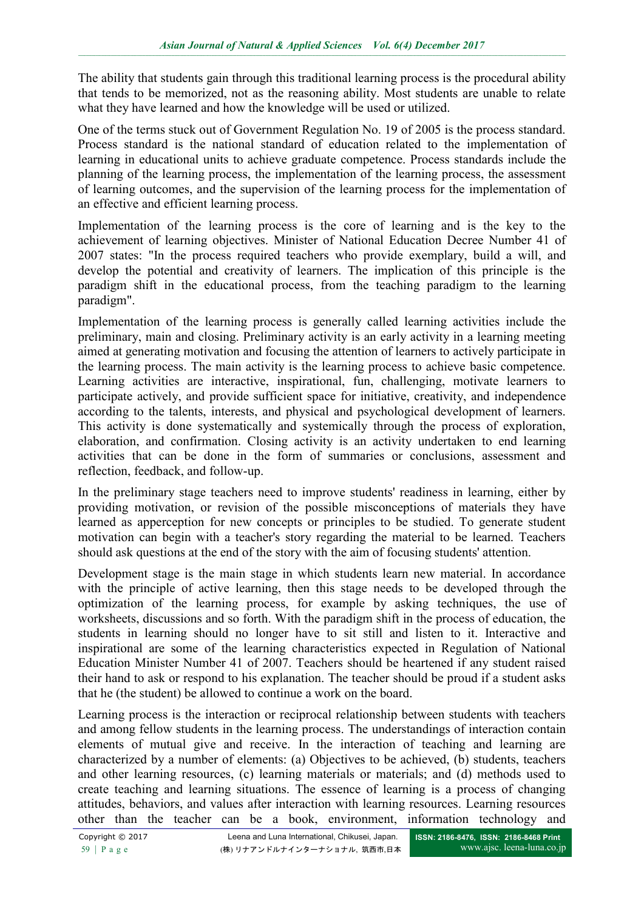The ability that students gain through this traditional learning process is the procedural ability that tends to be memorized, not as the reasoning ability. Most students are unable to relate what they have learned and how the knowledge will be used or utilized.

One of the terms stuck out of Government Regulation No. 19 of 2005 is the process standard. Process standard is the national standard of education related to the implementation of learning in educational units to achieve graduate competence. Process standards include the planning of the learning process, the implementation of the learning process, the assessment of learning outcomes, and the supervision of the learning process for the implementation of an effective and efficient learning process.

Implementation of the learning process is the core of learning and is the key to the achievement of learning objectives. Minister of National Education Decree Number 41 of 2007 states: "In the process required teachers who provide exemplary, build a will, and develop the potential and creativity of learners. The implication of this principle is the paradigm shift in the educational process, from the teaching paradigm to the learning paradigm".

Implementation of the learning process is generally called learning activities include the preliminary, main and closing. Preliminary activity is an early activity in a learning meeting aimed at generating motivation and focusing the attention of learners to actively participate in the learning process. The main activity is the learning process to achieve basic competence. Learning activities are interactive, inspirational, fun, challenging, motivate learners to participate actively, and provide sufficient space for initiative, creativity, and independence according to the talents, interests, and physical and psychological development of learners. This activity is done systematically and systemically through the process of exploration, elaboration, and confirmation. Closing activity is an activity undertaken to end learning activities that can be done in the form of summaries or conclusions, assessment and reflection, feedback, and follow-up.

In the preliminary stage teachers need to improve students' readiness in learning, either by providing motivation, or revision of the possible misconceptions of materials they have learned as apperception for new concepts or principles to be studied. To generate student motivation can begin with a teacher's story regarding the material to be learned. Teachers should ask questions at the end of the story with the aim of focusing students' attention.

Development stage is the main stage in which students learn new material. In accordance with the principle of active learning, then this stage needs to be developed through the optimization of the learning process, for example by asking techniques, the use of worksheets, discussions and so forth. With the paradigm shift in the process of education, the students in learning should no longer have to sit still and listen to it. Interactive and inspirational are some of the learning characteristics expected in Regulation of National Education Minister Number 41 of 2007. Teachers should be heartened if any student raised their hand to ask or respond to his explanation. The teacher should be proud if a student asks that he (the student) be allowed to continue a work on the board.

Learning process is the interaction or reciprocal relationship between students with teachers and among fellow students in the learning process. The understandings of interaction contain elements of mutual give and receive. In the interaction of teaching and learning are characterized by a number of elements: (a) Objectives to be achieved, (b) students, teachers and other learning resources, (c) learning materials or materials; and (d) methods used to create teaching and learning situations. The essence of learning is a process of changing attitudes, behaviors, and values after interaction with learning resources. Learning resources other than the teacher can be a book, environment, information technology and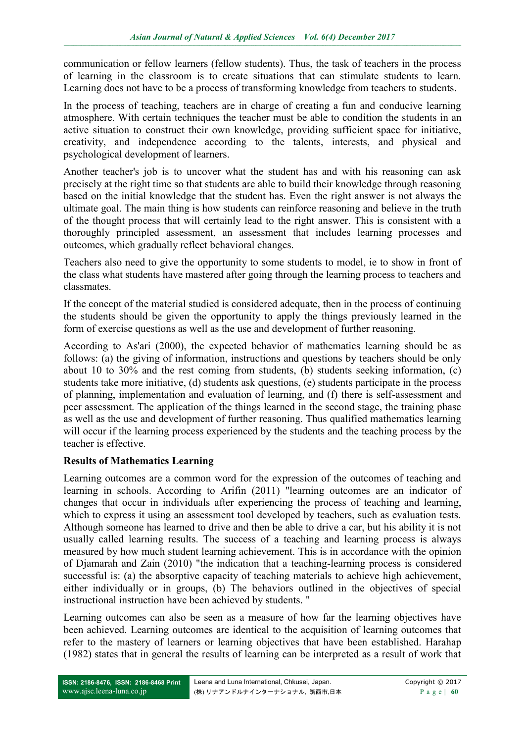communication or fellow learners (fellow students). Thus, the task of teachers in the process of learning in the classroom is to create situations that can stimulate students to learn. Learning does not have to be a process of transforming knowledge from teachers to students.

In the process of teaching, teachers are in charge of creating a fun and conducive learning atmosphere. With certain techniques the teacher must be able to condition the students in an active situation to construct their own knowledge, providing sufficient space for initiative, creativity, and independence according to the talents, interests, and physical and psychological development of learners.

Another teacher's job is to uncover what the student has and with his reasoning can ask precisely at the right time so that students are able to build their knowledge through reasoning based on the initial knowledge that the student has. Even the right answer is not always the ultimate goal. The main thing is how students can reinforce reasoning and believe in the truth of the thought process that will certainly lead to the right answer. This is consistent with a thoroughly principled assessment, an assessment that includes learning processes and outcomes, which gradually reflect behavioral changes.

Teachers also need to give the opportunity to some students to model, ie to show in front of the class what students have mastered after going through the learning process to teachers and classmates.

If the concept of the material studied is considered adequate, then in the process of continuing the students should be given the opportunity to apply the things previously learned in the form of exercise questions as well as the use and development of further reasoning.

According to As'ari (2000), the expected behavior of mathematics learning should be as follows: (a) the giving of information, instructions and questions by teachers should be only about 10 to 30% and the rest coming from students, (b) students seeking information, (c) students take more initiative, (d) students ask questions, (e) students participate in the process of planning, implementation and evaluation of learning, and (f) there is self-assessment and peer assessment. The application of the things learned in the second stage, the training phase as well as the use and development of further reasoning. Thus qualified mathematics learning will occur if the learning process experienced by the students and the teaching process by the teacher is effective.

**Results of Mathematics Learning**

Learning outcomes are a common word for the expression of the outcomes of teaching and learning in schools. According to Arifin (2011) "learning outcomes are an indicator of changes that occur in individuals after experiencing the process of teaching and learning, which to express it using an assessment tool developed by teachers, such as evaluation tests. Although someone has learned to drive and then be able to drive a car, but his ability it is not usually called learning results. The success of a teaching and learning process is always measured by how much student learning achievement. This is in accordance with the opinion of Djamarah and Zain (2010) "the indication that a teaching-learning process is considered successful is: (a) the absorptive capacity of teaching materials to achieve high achievement, either individually or in groups, (b) The behaviors outlined in the objectives of special instructional instruction have been achieved by students. "

Learning outcomes can also be seen as a measure of how far the learning objectives have been achieved. Learning outcomes are identical to the acquisition of learning outcomes that refer to the mastery of learners or learning objectives that have been established. Harahap (1982) states that in general the results of learning can be interpreted as a result of work that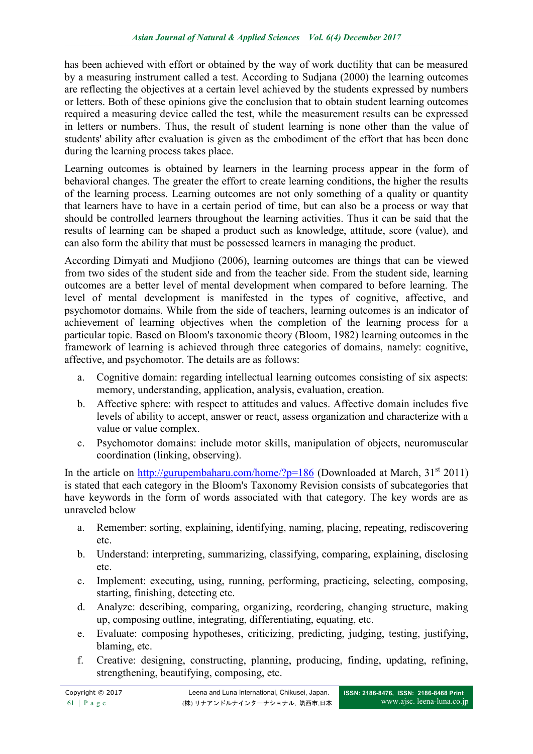has been achieved with effort or obtained by the way of work ductility that can be measured by a measuring instrument called a test. According to Sudjana (2000) the learning outcomes are reflecting the objectives at a certain level achieved by the students expressed by numbers or letters. Both of these opinions give the conclusion that to obtain student learning outcomes required a measuring device called the test, while the measurement results can be expressed in letters or numbers. Thus, the result of student learning is none other than the value of students' ability after evaluation is given as the embodiment of the effort that has been done during the learning process takes place.

Learning outcomes is obtained by learners in the learning process appear in the form of behavioral changes. The greater the effort to create learning conditions, the higher the results of the learning process. Learning outcomes are not only something of a quality or quantity that learners have to have in a certain period of time, but can also be a process or way that should be controlled learners throughout the learning activities. Thus it can be said that the results of learning can be shaped a product such as knowledge, attitude, score (value), and can also form the ability that must be possessed learners in managing the product.

According Dimyati and Mudjiono (2006), learning outcomes are things that can be viewed from two sides of the student side and from the teacher side. From the student side, learning outcomes are a better level of mental development when compared to before learning. The level of mental development is manifested in the types of cognitive, affective, and psychomotor domains. While from the side of teachers, learning outcomes is an indicator of achievement of learning objectives when the completion of the learning process for a particular topic. Based on Bloom's taxonomic theory (Bloom, 1982) learning outcomes in the framework of learning is achieved through three categories of domains, namely: cognitive, affective, and psychomotor. The details are as follows:

a. Cognitive domain: regarding intellectual learning outcomes consisting of six aspects: memory, understanding, application, analysis, evaluation, creation.
b. Affective sphere: with respect to attitudes and values. Affective domain includes five levels of ability to accept, answer or react, assess organization and characterize with a value or value complex.
c. Psychomotor domains: include motor skills, manipulation of objects, neuromuscular coordination (linking, observing).

In the article on http://gurupembaharu.com/home/?p=186 (Downloaded at March, 31st 2011) is stated that each category in the Bloom's Taxonomy Revision consists of subcategories that have keywords in the form of words associated with that category. The key words are as unraveled below

a. Remember: sorting, explaining, identifying, naming, placing, repeating, rediscovering etc.
b. Understand: interpreting, summarizing, classifying, comparing, explaining, disclosing etc.
c. Implement: executing, using, running, performing, practicing, selecting, composing, starting, finishing, detecting etc.
d. Analyze: describing, comparing, organizing, reordering, changing structure, making up, composing outline, integrating, differentiating, equating, etc.
e. Evaluate: composing hypotheses, criticizing, predicting, judging, testing, justifying, blaming, etc.
f. Creative: designing, constructing, planning, producing, finding, updating, refining, strengthening, beautifying, composing, etc.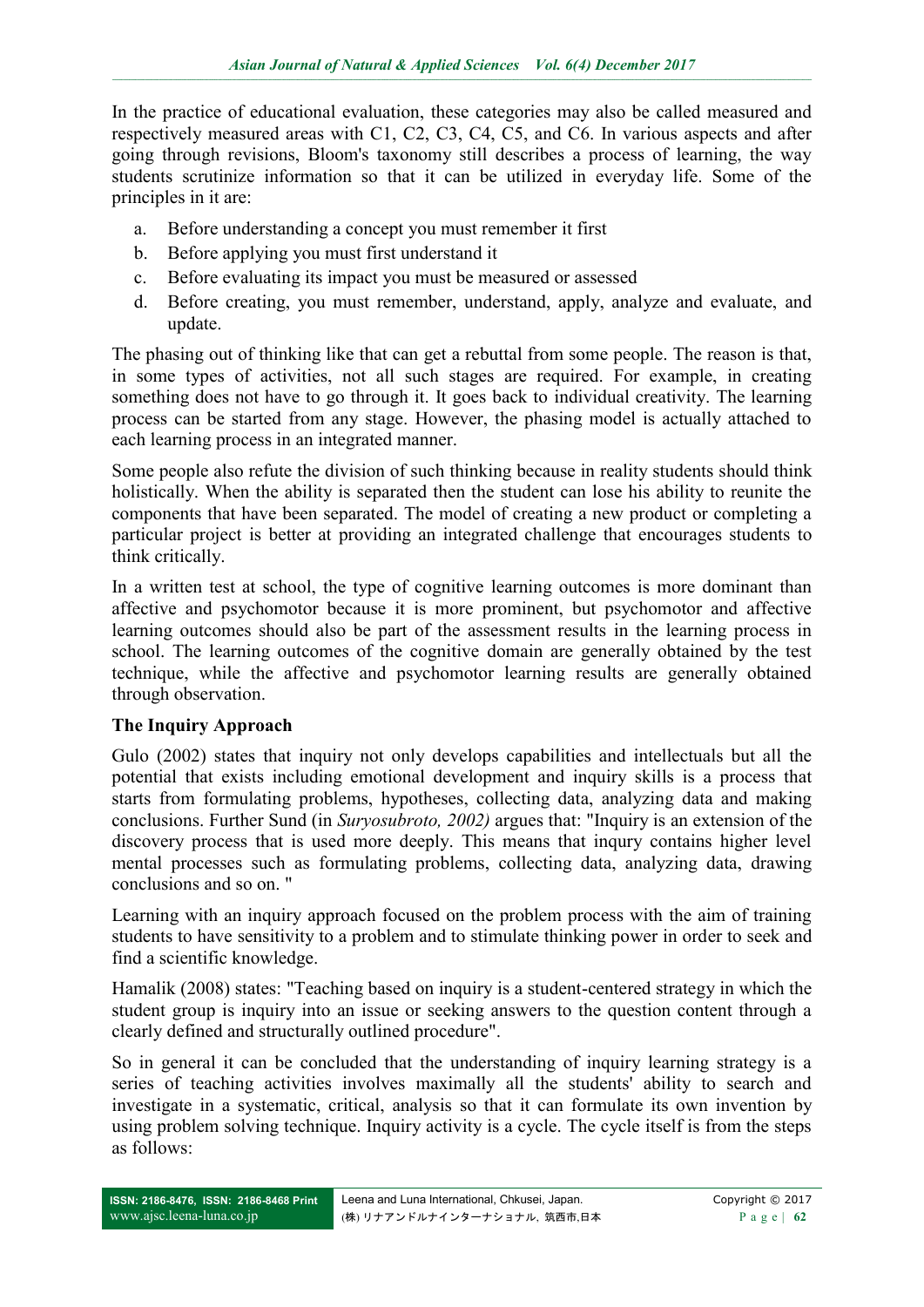In the practice of educational evaluation, these categories may also be called measured and respectively measured areas with C1, C2, C3, C4, C5, and C6. In various aspects and after going through revisions, Bloom's taxonomy still describes a process of learning, the way students scrutinize information so that it can be utilized in everyday life. Some of the principles in it are:

a. Before understanding a concept you must remember it first
b. Before applying you must first understand it
c. Before evaluating its impact you must be measured or assessed
d. Before creating, you must remember, understand, apply, analyze and evaluate, and update.

The phasing out of thinking like that can get a rebuttal from some people. The reason is that, in some types of activities, not all such stages are required. For example, in creating something does not have to go through it. It goes back to individual creativity. The learning process can be started from any stage. However, the phasing model is actually attached to each learning process in an integrated manner.

Some people also refute the division of such thinking because in reality students should think holistically. When the ability is separated then the student can lose his ability to reunite the components that have been separated. The model of creating a new product or completing a particular project is better at providing an integrated challenge that encourages students to think critically.

In a written test at school, the type of cognitive learning outcomes is more dominant than affective and psychomotor because it is more prominent, but psychomotor and affective learning outcomes should also be part of the assessment results in the learning process in school. The learning outcomes of the cognitive domain are generally obtained by the test technique, while the affective and psychomotor learning results are generally obtained through observation.

**The Inquiry Approach**

Gulo (2002) states that inquiry not only develops capabilities and intellectuals but all the potential that exists including emotional development and inquiry skills is a process that starts from formulating problems, hypotheses, collecting data, analyzing data and making conclusions. Further Sund (in *Suryosubroto, 2002)* argues that: "Inquiry is an extension of the discovery process that is used more deeply. This means that inqury contains higher level mental processes such as formulating problems, collecting data, analyzing data, drawing conclusions and so on. "

Learning with an inquiry approach focused on the problem process with the aim of training students to have sensitivity to a problem and to stimulate thinking power in order to seek and find a scientific knowledge.

Hamalik (2008) states: "Teaching based on inquiry is a student-centered strategy in which the student group is inquiry into an issue or seeking answers to the question content through a clearly defined and structurally outlined procedure".

So in general it can be concluded that the understanding of inquiry learning strategy is a series of teaching activities involves maximally all the students' ability to search and investigate in a systematic, critical, analysis so that it can formulate its own invention by using problem solving technique. Inquiry activity is a cycle. The cycle itself is from the steps as follows: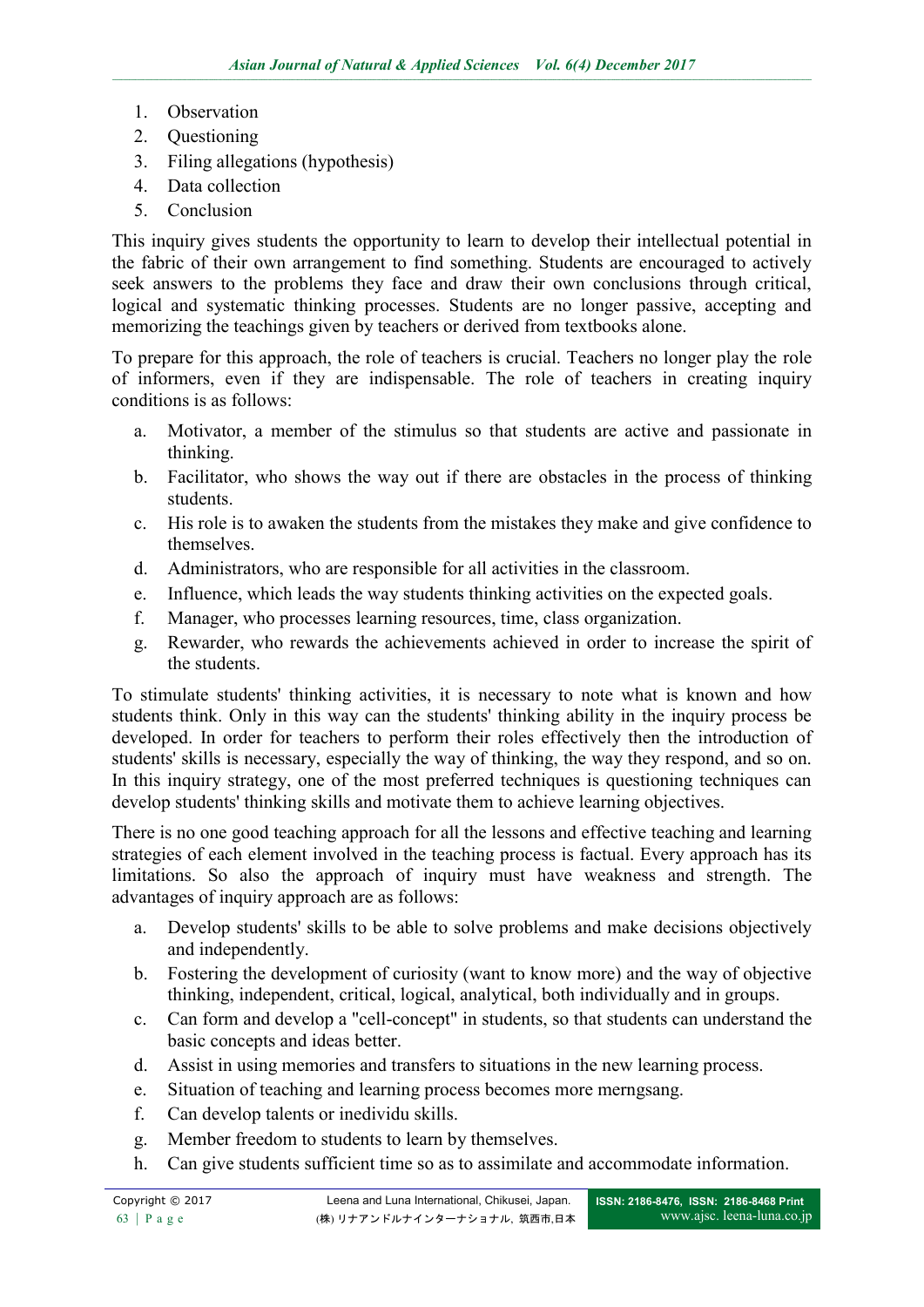1. Observation
2. Questioning
3. Filing allegations (hypothesis)
4. Data collection
5. Conclusion

This inquiry gives students the opportunity to learn to develop their intellectual potential in the fabric of their own arrangement to find something. Students are encouraged to actively seek answers to the problems they face and draw their own conclusions through critical, logical and systematic thinking processes. Students are no longer passive, accepting and memorizing the teachings given by teachers or derived from textbooks alone.

To prepare for this approach, the role of teachers is crucial. Teachers no longer play the role of informers, even if they are indispensable. The role of teachers in creating inquiry conditions is as follows:

a. Motivator, a member of the stimulus so that students are active and passionate in thinking.
b. Facilitator, who shows the way out if there are obstacles in the process of thinking students.
c. His role is to awaken the students from the mistakes they make and give confidence to themselves.
d. Administrators, who are responsible for all activities in the classroom.
e. Influence, which leads the way students thinking activities on the expected goals.
f. Manager, who processes learning resources, time, class organization.
g. Rewarder, who rewards the achievements achieved in order to increase the spirit of the students.

To stimulate students' thinking activities, it is necessary to note what is known and how students think. Only in this way can the students' thinking ability in the inquiry process be developed. In order for teachers to perform their roles effectively then the introduction of students' skills is necessary, especially the way of thinking, the way they respond, and so on. In this inquiry strategy, one of the most preferred techniques is questioning techniques can develop students' thinking skills and motivate them to achieve learning objectives.

There is no one good teaching approach for all the lessons and effective teaching and learning strategies of each element involved in the teaching process is factual. Every approach has its limitations. So also the approach of inquiry must have weakness and strength. The advantages of inquiry approach are as follows:

a. Develop students' skills to be able to solve problems and make decisions objectively and independently.
b. Fostering the development of curiosity (want to know more) and the way of objective thinking, independent, critical, logical, analytical, both individually and in groups.
c. Can form and develop a "cell-concept" in students, so that students can understand the basic concepts and ideas better.
d. Assist in using memories and transfers to situations in the new learning process.
e. Situation of teaching and learning process becomes more merngsang.
f. Can develop talents or inedividu skills.
g. Member freedom to students to learn by themselves.
h. Can give students sufficient time so as to assimilate and accommodate information.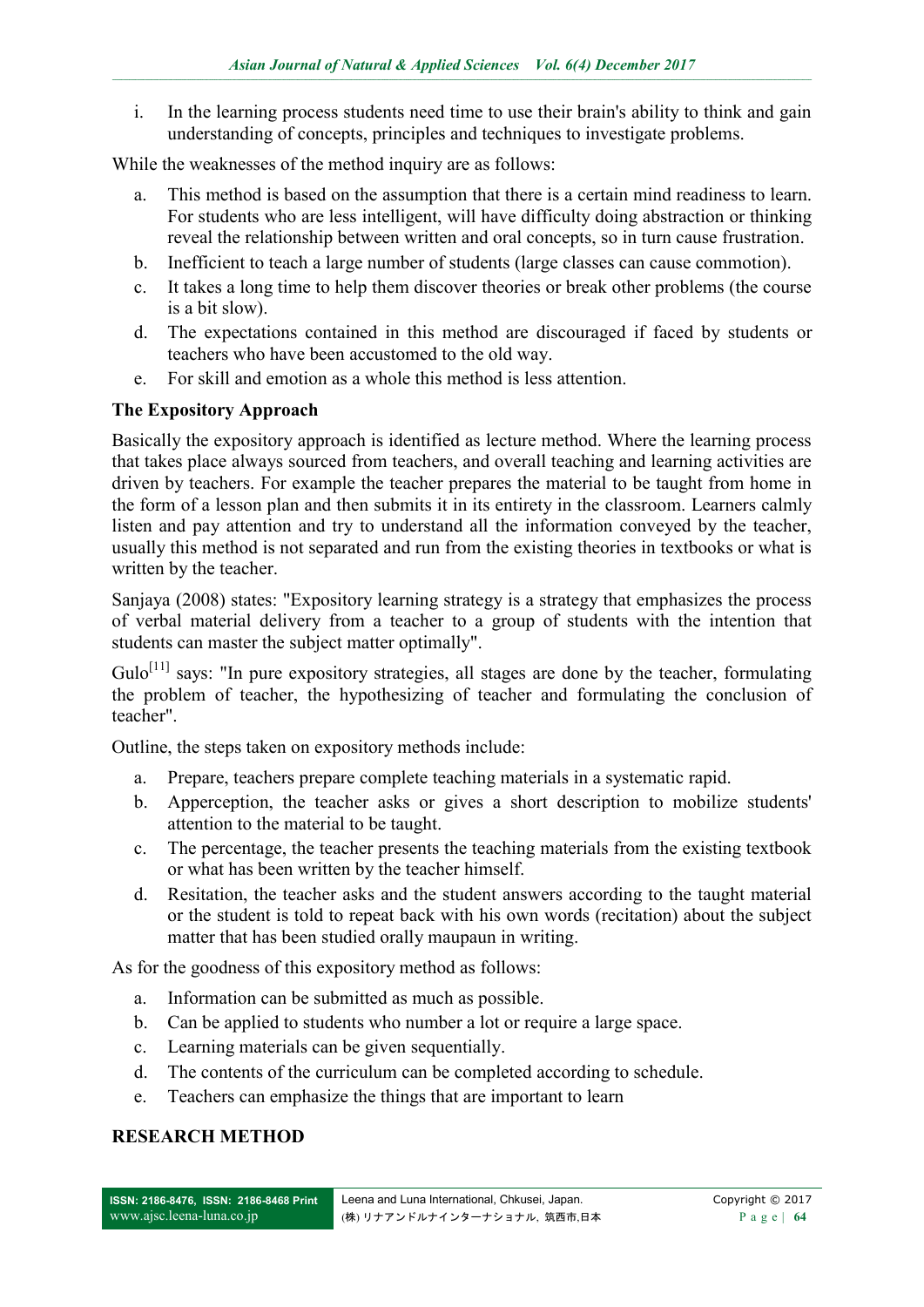i. In the learning process students need time to use their brain's ability to think and gain understanding of concepts, principles and techniques to investigate problems.

While the weaknesses of the method inquiry are as follows:

a. This method is based on the assumption that there is a certain mind readiness to learn. For students who are less intelligent, will have difficulty doing abstraction or thinking reveal the relationship between written and oral concepts, so in turn cause frustration.
b. Inefficient to teach a large number of students (large classes can cause commotion).
c. It takes a long time to help them discover theories or break other problems (the course is a bit slow).
d. The expectations contained in this method are discouraged if faced by students or teachers who have been accustomed to the old way.
e. For skill and emotion as a whole this method is less attention.

**The Expository Approach**

Basically the expository approach is identified as lecture method. Where the learning process that takes place always sourced from teachers, and overall teaching and learning activities are driven by teachers. For example the teacher prepares the material to be taught from home in the form of a lesson plan and then submits it in its entirety in the classroom. Learners calmly listen and pay attention and try to understand all the information conveyed by the teacher, usually this method is not separated and run from the existing theories in textbooks or what is written by the teacher.

Sanjaya (2008) states: "Expository learning strategy is a strategy that emphasizes the process of verbal material delivery from a teacher to a group of students with the intention that students can master the subject matter optimally".

Gulo[11] says: "In pure expository strategies, all stages are done by the teacher, formulating the problem of teacher, the hypothesizing of teacher and formulating the conclusion of teacher".

Outline, the steps taken on expository methods include:

a. Prepare, teachers prepare complete teaching materials in a systematic rapid.
b. Apperception, the teacher asks or gives a short description to mobilize students' attention to the material to be taught.
c. The percentage, the teacher presents the teaching materials from the existing textbook or what has been written by the teacher himself.
d. Resitation, the teacher asks and the student answers according to the taught material or the student is told to repeat back with his own words (recitation) about the subject matter that has been studied orally maupaun in writing.

As for the goodness of this expository method as follows:

a. Information can be submitted as much as possible.
b. Can be applied to students who number a lot or require a large space.
c. Learning materials can be given sequentially.
d. The contents of the curriculum can be completed according to schedule.
e. Teachers can emphasize the things that are important to learn

## RESEARCH METHOD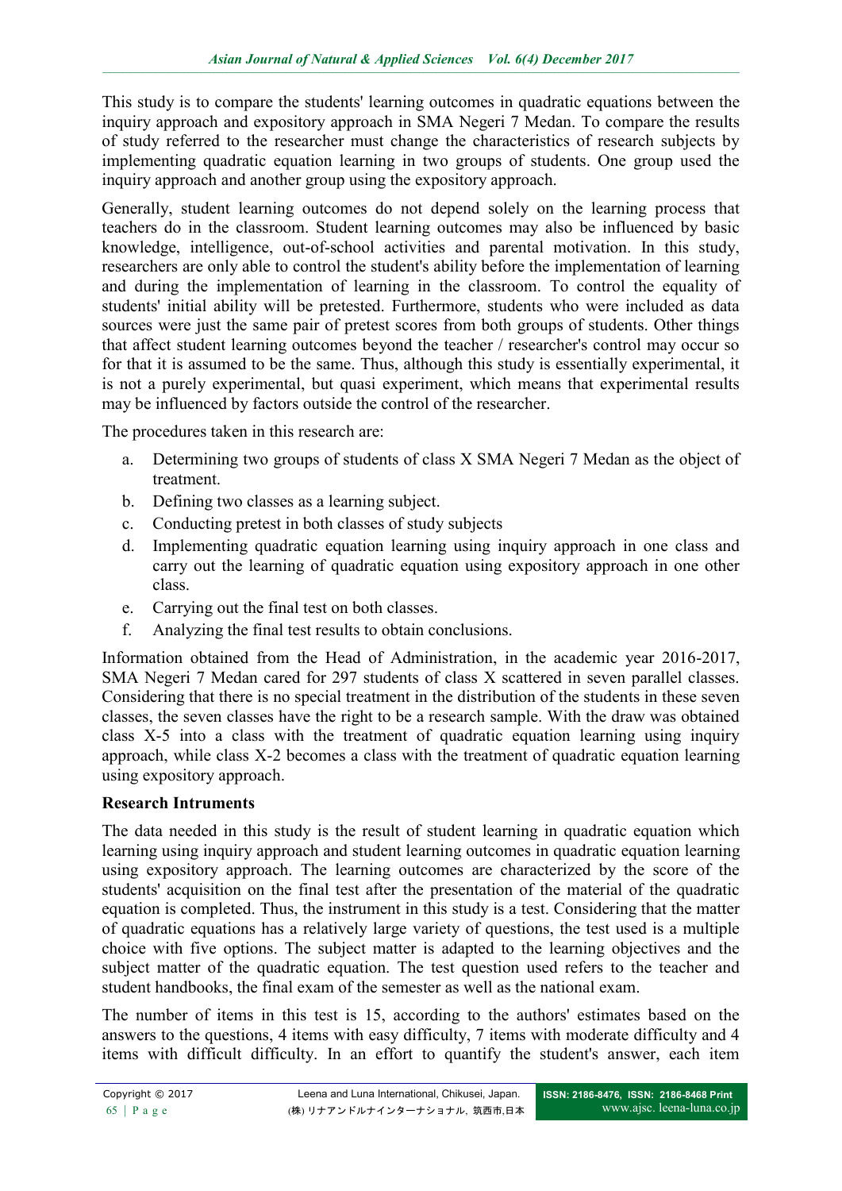This study is to compare the students' learning outcomes in quadratic equations between the inquiry approach and expository approach in SMA Negeri 7 Medan. To compare the results of study referred to the researcher must change the characteristics of research subjects by implementing quadratic equation learning in two groups of students. One group used the inquiry approach and another group using the expository approach.

Generally, student learning outcomes do not depend solely on the learning process that teachers do in the classroom. Student learning outcomes may also be influenced by basic knowledge, intelligence, out-of-school activities and parental motivation. In this study, researchers are only able to control the student's ability before the implementation of learning and during the implementation of learning in the classroom. To control the equality of students' initial ability will be pretested. Furthermore, students who were included as data sources were just the same pair of pretest scores from both groups of students. Other things that affect student learning outcomes beyond the teacher / researcher's control may occur so for that it is assumed to be the same. Thus, although this study is essentially experimental, it is not a purely experimental, but quasi experiment, which means that experimental results may be influenced by factors outside the control of the researcher.

The procedures taken in this research are:

a. Determining two groups of students of class X SMA Negeri 7 Medan as the object of treatment.
b. Defining two classes as a learning subject.
c. Conducting pretest in both classes of study subjects
d. Implementing quadratic equation learning using inquiry approach in one class and carry out the learning of quadratic equation using expository approach in one other class.
e. Carrying out the final test on both classes.
f. Analyzing the final test results to obtain conclusions.

Information obtained from the Head of Administration, in the academic year 2016-2017, SMA Negeri 7 Medan cared for 297 students of class X scattered in seven parallel classes. Considering that there is no special treatment in the distribution of the students in these seven classes, the seven classes have the right to be a research sample. With the draw was obtained class X-5 into a class with the treatment of quadratic equation learning using inquiry approach, while class X-2 becomes a class with the treatment of quadratic equation learning using expository approach.

**Research Intruments**

The data needed in this study is the result of student learning in quadratic equation which learning using inquiry approach and student learning outcomes in quadratic equation learning using expository approach. The learning outcomes are characterized by the score of the students' acquisition on the final test after the presentation of the material of the quadratic equation is completed. Thus, the instrument in this study is a test. Considering that the matter of quadratic equations has a relatively large variety of questions, the test used is a multiple choice with five options. The subject matter is adapted to the learning objectives and the subject matter of the quadratic equation. The test question used refers to the teacher and student handbooks, the final exam of the semester as well as the national exam.

The number of items in this test is 15, according to the authors' estimates based on the answers to the questions, 4 items with easy difficulty, 7 items with moderate difficulty and 4 items with difficult difficulty. In an effort to quantify the student's answer, each item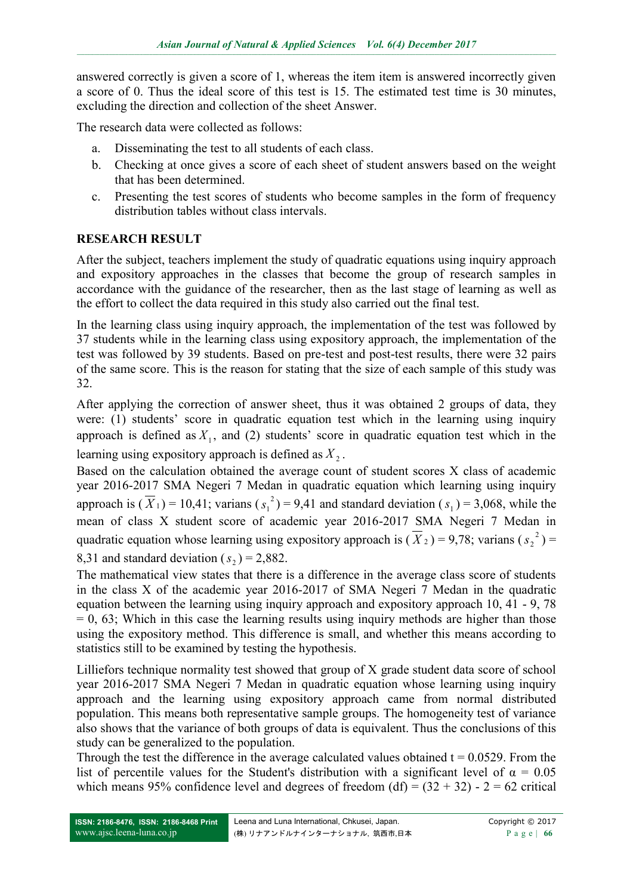answered correctly is given a score of 1, whereas the item item is answered incorrectly given a score of 0. Thus the ideal score of this test is 15. The estimated test time is 30 minutes, excluding the direction and collection of the sheet Answer.

The research data were collected as follows:

a. Disseminating the test to all students of each class.
b. Checking at once gives a score of each sheet of student answers based on the weight that has been determined.
c. Presenting the test scores of students who become samples in the form of frequency distribution tables without class intervals.

## RESEARCH RESULT

After the subject, teachers implement the study of quadratic equations using inquiry approach and expository approaches in the classes that become the group of research samples in accordance with the guidance of the researcher, then as the last stage of learning as well as the effort to collect the data required in this study also carried out the final test.

In the learning class using inquiry approach, the implementation of the test was followed by 37 students while in the learning class using expository approach, the implementation of the test was followed by 39 students. Based on pre-test and post-test results, there were 32 pairs of the same score. This is the reason for stating that the size of each sample of this study was 32.

After applying the correction of answer sheet, thus it was obtained 2 groups of data, they were: (1) students' score in quadratic equation test which in the learning using inquiry approach is defined as $X_1$, and (2) students' score in quadratic equation test which in the learning using expository approach is defined as $X_2$.

Based on the calculation obtained the average count of student scores X class of academic year 2016-2017 SMA Negeri 7 Medan in quadratic equation which learning using inquiry approach is ($\overline{X}_1$) = 10,41; varians ($s_1^{\ 2}$) = 9,41 and standard deviation ($s_1$) = 3,068, while the mean of class X student score of academic year 2016-2017 SMA Negeri 7 Medan in quadratic equation whose learning using expository approach is ($\overline{X}_2$) = 9,78; varians ($s_2^{\ 2}$) = 8,31 and standard deviation ($s_2$) = 2,882.

The mathematical view states that there is a difference in the average class score of students in the class X of the academic year 2016-2017 of SMA Negeri 7 Medan in the quadratic equation between the learning using inquiry approach and expository approach 10, 41 - 9, 78 = 0, 63; Which in this case the learning results using inquiry methods are higher than those using the expository method. This difference is small, and whether this means according to statistics still to be examined by testing the hypothesis.

Lilliefors technique normality test showed that group of X grade student data score of school year 2016-2017 SMA Negeri 7 Medan in quadratic equation whose learning using inquiry approach and the learning using expository approach came from normal distributed population. This means both representative sample groups. The homogeneity test of variance also shows that the variance of both groups of data is equivalent. Thus the conclusions of this study can be generalized to the population.

Through the test the difference in the average calculated values obtained t = 0.0529. From the list of percentile values for the Student's distribution with a significant level of $\alpha$ = 0.05 which means 95% confidence level and degrees of freedom (df) = (32 + 32) - 2 = 62 critical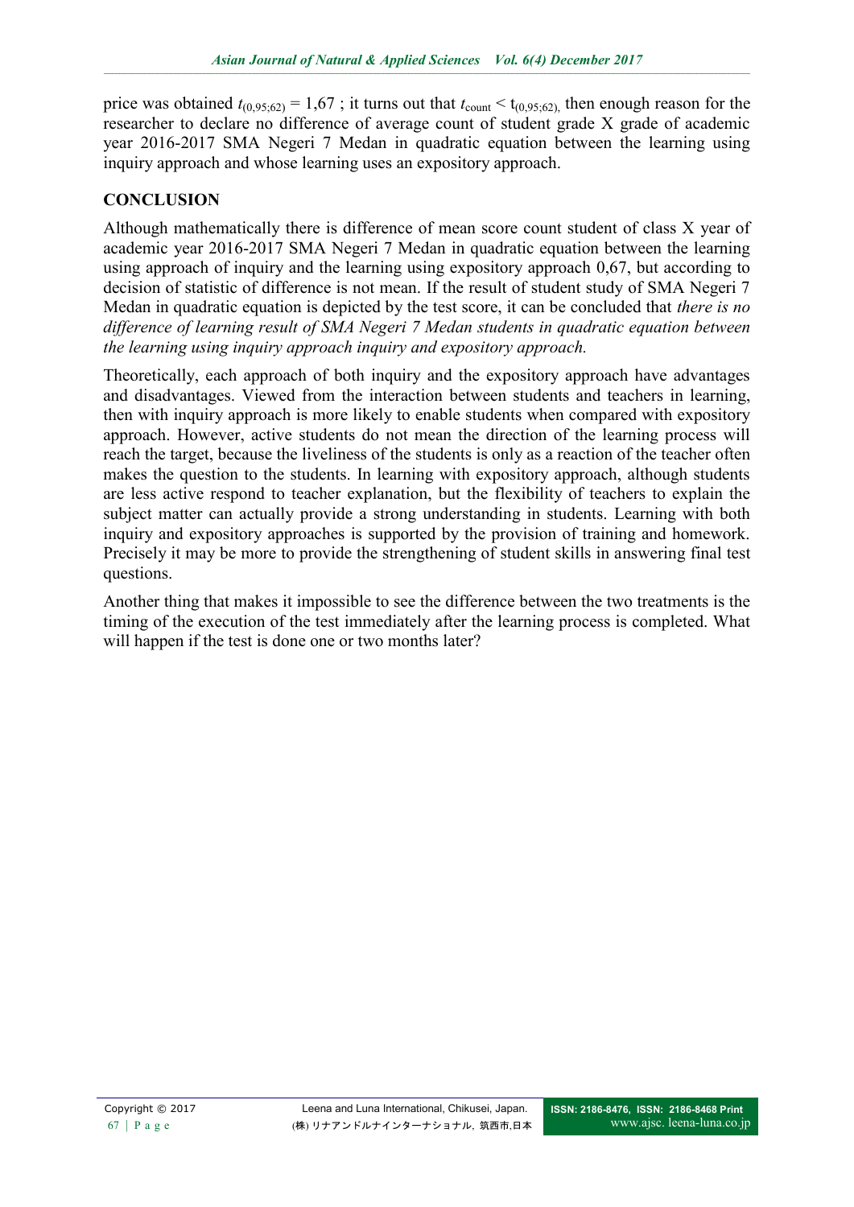price was obtained $t_{(0,95;62)} = 1,67$ ; it turns out that $t_{count} < t_{(0,95;62),}$ then enough reason for the researcher to declare no difference of average count of student grade X grade of academic year 2016-2017 SMA Negeri 7 Medan in quadratic equation between the learning using inquiry approach and whose learning uses an expository approach.

## CONCLUSION

Although mathematically there is difference of mean score count student of class X year of academic year 2016-2017 SMA Negeri 7 Medan in quadratic equation between the learning using approach of inquiry and the learning using expository approach 0,67, but according to decision of statistic of difference is not mean. If the result of student study of SMA Negeri 7 Medan in quadratic equation is depicted by the test score, it can be concluded that *there is no difference of learning result of SMA Negeri 7 Medan students in quadratic equation between the learning using inquiry approach inquiry and expository approach.*

Theoretically, each approach of both inquiry and the expository approach have advantages and disadvantages. Viewed from the interaction between students and teachers in learning, then with inquiry approach is more likely to enable students when compared with expository approach. However, active students do not mean the direction of the learning process will reach the target, because the liveliness of the students is only as a reaction of the teacher often makes the question to the students. In learning with expository approach, although students are less active respond to teacher explanation, but the flexibility of teachers to explain the subject matter can actually provide a strong understanding in students. Learning with both inquiry and expository approaches is supported by the provision of training and homework. Precisely it may be more to provide the strengthening of student skills in answering final test questions.

Another thing that makes it impossible to see the difference between the two treatments is the timing of the execution of the test immediately after the learning process is completed. What will happen if the test is done one or two months later?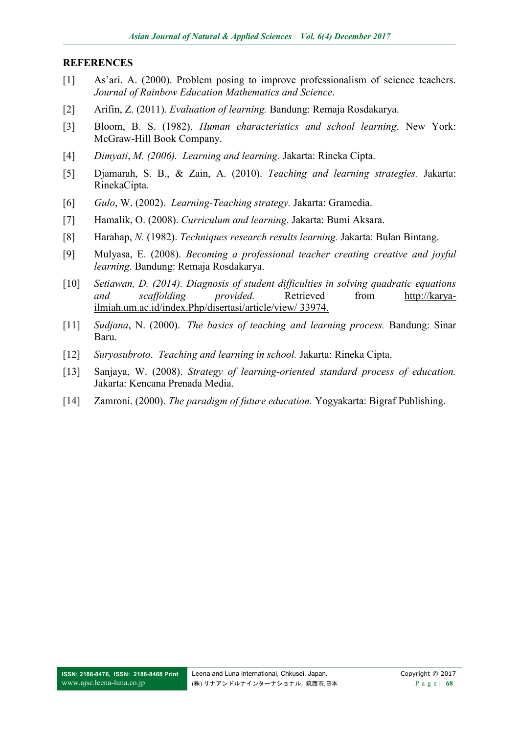## REFERENCES

[1] As'ari. A. (2000). Problem posing to improve professionalism of science teachers. *Journal of Rainbow Education Mathematics and Science*.

[2] Arifin, Z. (2011). *Evaluation of learning.* Bandung: Remaja Rosdakarya.

[3] Bloom, B. S. (1982). *Human characteristics and school learning*. New York: McGraw-Hill Book Company.

[4] *Dimyati*, *M. (2006). Learning and learning.* Jakarta: Rineka Cipta.

[5] Djamarah, S. B., & Zain, A. (2010). *Teaching and learning strategies.* Jakarta: RinekaCipta.

[6] *Gulo*, W. (2002). *Learning-Teaching strategy.* Jakarta: Gramedia.

[7] Hamalik, O. (2008). *Curriculum and learning*. Jakarta: Bumi Aksara.

[8] Harahap, *N.* (1982). *Techniques research results learning.* Jakarta: Bulan Bintang*.*

[9] Mulyasa, E. (2008). *Becoming a professional teacher creating creative and joyful learning.* Bandung: Remaja Rosdakarya.

[10] *Setiawan, D. (2014). Diagnosis of student difficulties in solving quadratic equations and scaffolding provided.* Retrieved from http://karya-ilmiah.um.ac.id/index.Php/disertasi/article/view/ 33974.

[11] *Sudjana*, N. (2000). *The basics of teaching and learning process.* Bandung: Sinar Baru.

[12] *Suryosubroto*. *Teaching and learning in school.* Jakarta: Rineka Cipta.

[13] Sanjaya, W. (2008). *Strategy of learning-oriented standard process of education.* Jakarta: Kencana Prenada Media.

[14] Zamroni. (2000). *The paradigm of future education.* Yogyakarta: Bigraf Publishing.